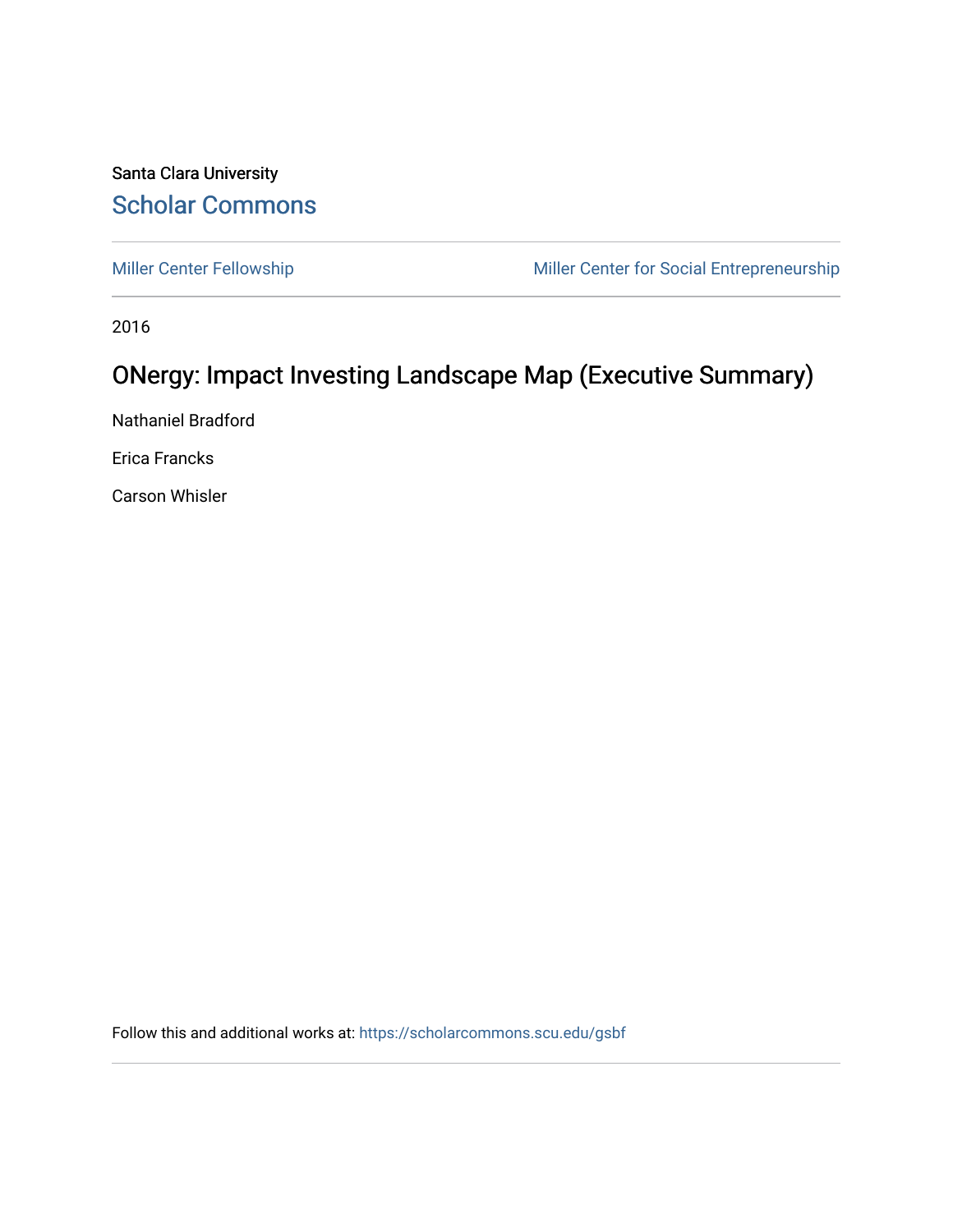Santa Clara University

**Scholar Commons**

Miller Center Fellowship | Miller Center for Social Entrepreneurship

2016

# ONergy: Impact Investing Landscape Map (Executive Summary)

Nathaniel Bradford

Erica Francks

Carson Whisler

Follow this and additional works at: https://scholarcommons.scu.edu/gsbf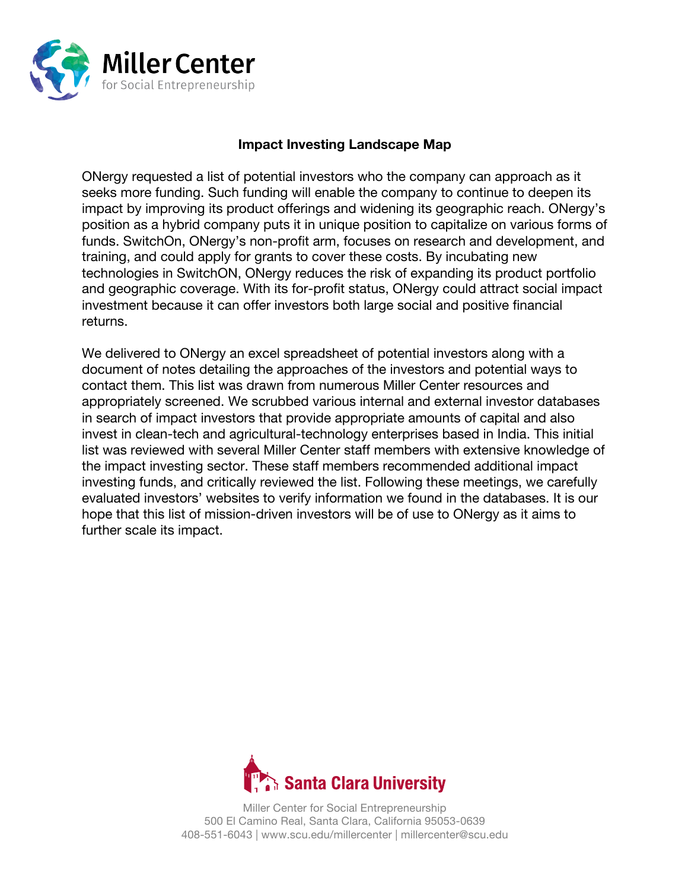Miller Center
for Social Entrepreneurship

## Impact Investing Landscape Map

ONergy requested a list of potential investors who the company can approach as it seeks more funding. Such funding will enable the company to continue to deepen its impact by improving its product offerings and widening its geographic reach. ONergy's position as a hybrid company puts it in unique position to capitalize on various forms of funds. SwitchOn, ONergy's non-profit arm, focuses on research and development, and training, and could apply for grants to cover these costs. By incubating new technologies in SwitchON, ONergy reduces the risk of expanding its product portfolio and geographic coverage. With its for-profit status, ONergy could attract social impact investment because it can offer investors both large social and positive financial returns.

We delivered to ONergy an excel spreadsheet of potential investors along with a document of notes detailing the approaches of the investors and potential ways to contact them. This list was drawn from numerous Miller Center resources and appropriately screened. We scrubbed various internal and external investor databases in search of impact investors that provide appropriate amounts of capital and also invest in clean-tech and agricultural-technology enterprises based in India. This initial list was reviewed with several Miller Center staff members with extensive knowledge of the impact investing sector. These staff members recommended additional impact investing funds, and critically reviewed the list. Following these meetings, we carefully evaluated investors' websites to verify information we found in the databases. It is our hope that this list of mission-driven investors will be of use to ONergy as it aims to further scale its impact.

Santa Clara University

Miller Center for Social Entrepreneurship
500 El Camino Real, Santa Clara, California 95053-0639
408-551-6043 | www.scu.edu/millercenter | millercenter@scu.edu